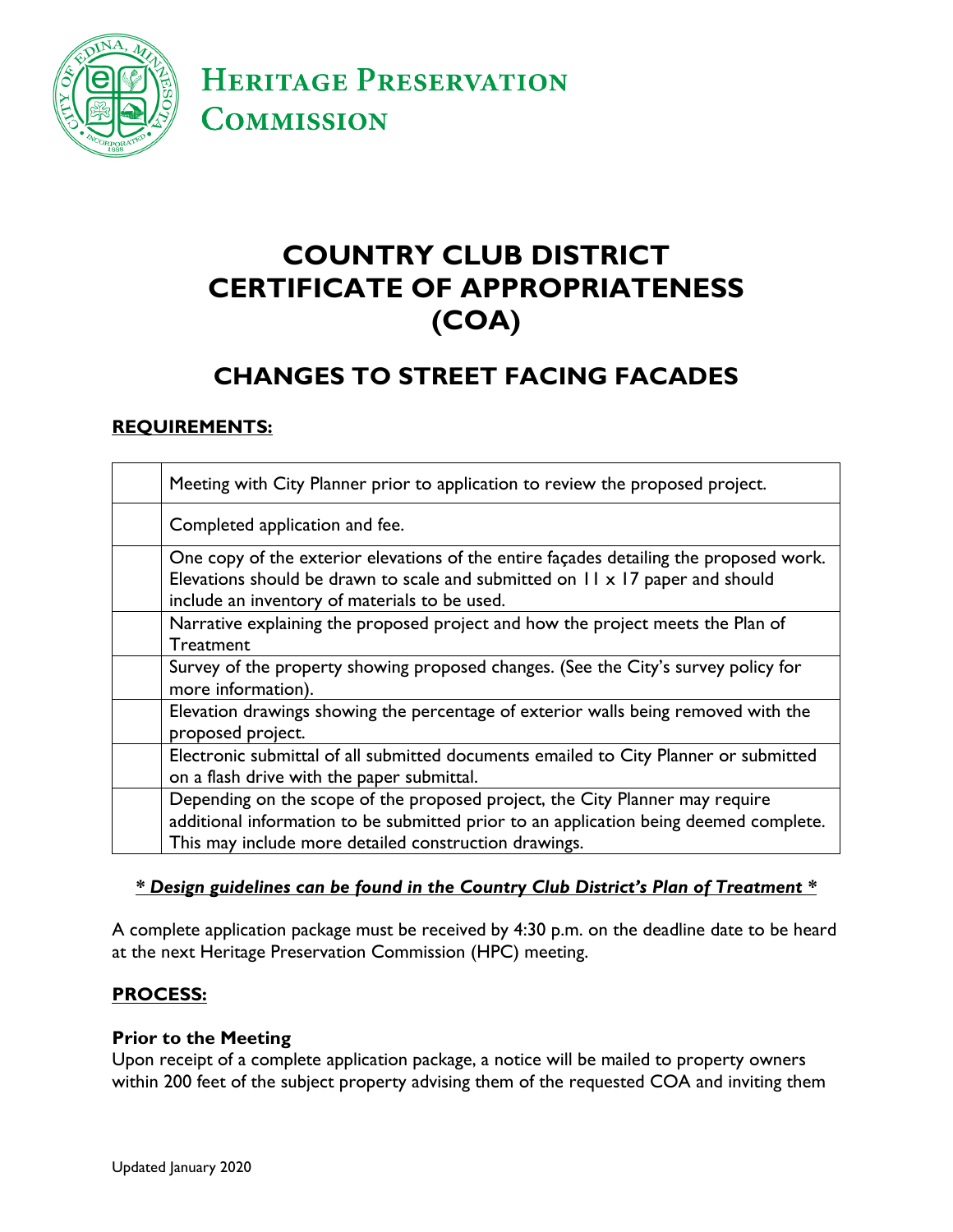**Heritage Preservation Commission**

# COUNTRY CLUB DISTRICT CERTIFICATE OF APPROPRIATENESS (COA)

## CHANGES TO STREET FACING FACADES

**REQUIREMENTS:**

| | |
|---|---|
| | Meeting with City Planner prior to application to review the proposed project. |
| | Completed application and fee. |
| | One copy of the exterior elevations of the entire façades detailing the proposed work. Elevations should be drawn to scale and submitted on 11 x 17 paper and should include an inventory of materials to be used. |
| | Narrative explaining the proposed project and how the project meets the Plan of Treatment |
| | Survey of the property showing proposed changes. (See the City's survey policy for more information). |
| | Elevation drawings showing the percentage of exterior walls being removed with the proposed project. |
| | Electronic submittal of all submitted documents emailed to City Planner or submitted on a flash drive with the paper submittal. |
| | Depending on the scope of the proposed project, the City Planner may require additional information to be submitted prior to an application being deemed complete. This may include more detailed construction drawings. |

***\* Design guidelines can be found in the Country Club District's Plan of Treatment \****

A complete application package must be received by 4:30 p.m. on the deadline date to be heard at the next Heritage Preservation Commission (HPC) meeting.

**PROCESS:**

**Prior to the Meeting**

Upon receipt of a complete application package, a notice will be mailed to property owners within 200 feet of the subject property advising them of the requested COA and inviting them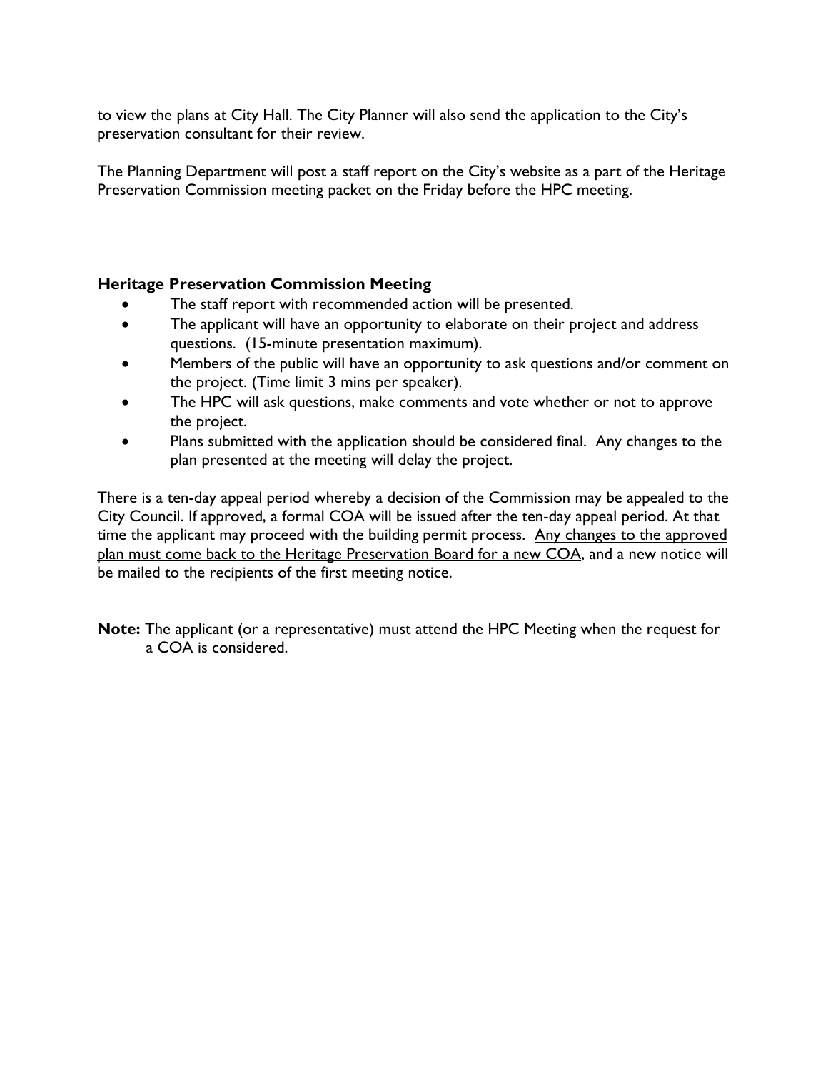to view the plans at City Hall. The City Planner will also send the application to the City's preservation consultant for their review.

The Planning Department will post a staff report on the City's website as a part of the Heritage Preservation Commission meeting packet on the Friday before the HPC meeting.

**Heritage Preservation Commission Meeting**

- The staff report with recommended action will be presented.
- The applicant will have an opportunity to elaborate on their project and address questions. (15-minute presentation maximum).
- Members of the public will have an opportunity to ask questions and/or comment on the project. (Time limit 3 mins per speaker).
- The HPC will ask questions, make comments and vote whether or not to approve the project.
- Plans submitted with the application should be considered final. Any changes to the plan presented at the meeting will delay the project.

There is a ten-day appeal period whereby a decision of the Commission may be appealed to the City Council. If approved, a formal COA will be issued after the ten-day appeal period. At that time the applicant may proceed with the building permit process. <u>Any changes to the approved plan must come back to the Heritage Preservation Board for a new COA</u>, and a new notice will be mailed to the recipients of the first meeting notice.

**Note:** The applicant (or a representative) must attend the HPC Meeting when the request for a COA is considered.